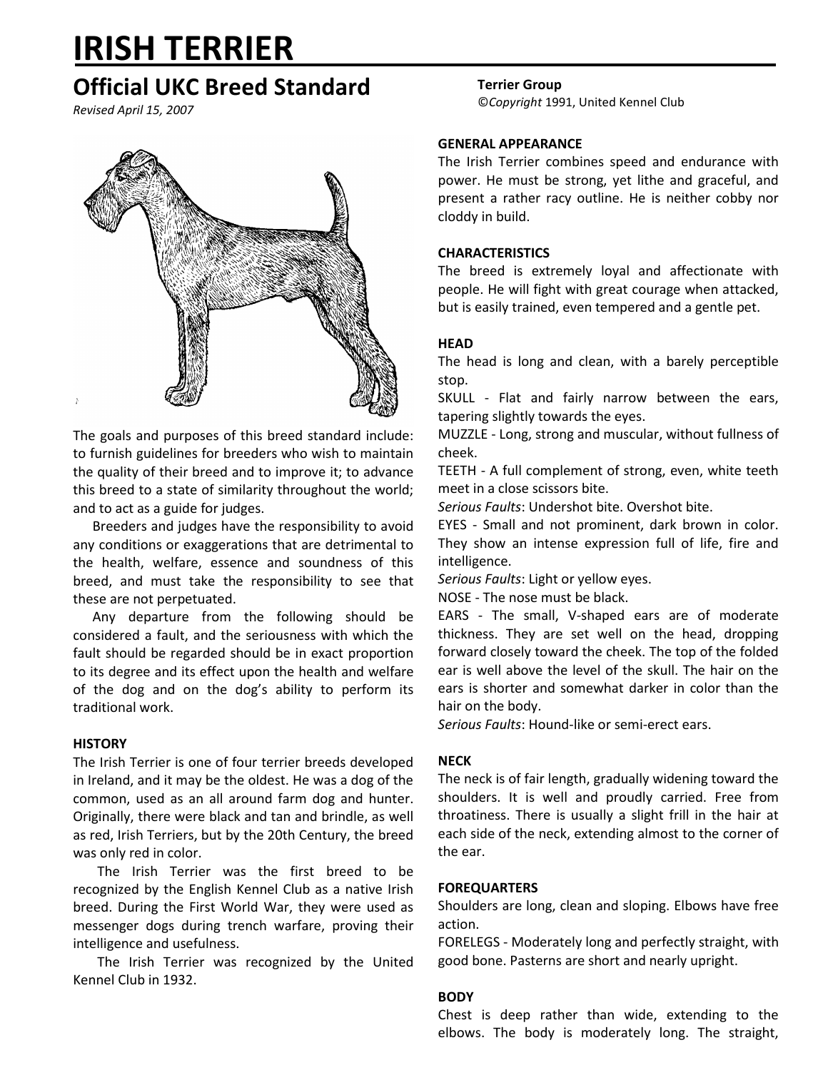# IRISH TERRIER

## Official UKC Breed Standard

*Revised April 15, 2007*

**Terrier Group**
©*Copyright* 1991, United Kennel Club

The goals and purposes of this breed standard include: to furnish guidelines for breeders who wish to maintain the quality of their breed and to improve it; to advance this breed to a state of similarity throughout the world; and to act as a guide for judges.

Breeders and judges have the responsibility to avoid any conditions or exaggerations that are detrimental to the health, welfare, essence and soundness of this breed, and must take the responsibility to see that these are not perpetuated.

Any departure from the following should be considered a fault, and the seriousness with which the fault should be regarded should be in exact proportion to its degree and its effect upon the health and welfare of the dog and on the dog's ability to perform its traditional work.

### HISTORY

The Irish Terrier is one of four terrier breeds developed in Ireland, and it may be the oldest. He was a dog of the common, used as an all around farm dog and hunter. Originally, there were black and tan and brindle, as well as red, Irish Terriers, but by the 20th Century, the breed was only red in color.

The Irish Terrier was the first breed to be recognized by the English Kennel Club as a native Irish breed. During the First World War, they were used as messenger dogs during trench warfare, proving their intelligence and usefulness.

The Irish Terrier was recognized by the United Kennel Club in 1932.

### GENERAL APPEARANCE

The Irish Terrier combines speed and endurance with power. He must be strong, yet lithe and graceful, and present a rather racy outline. He is neither cobby nor cloddy in build.

### CHARACTERISTICS

The breed is extremely loyal and affectionate with people. He will fight with great courage when attacked, but is easily trained, even tempered and a gentle pet.

### HEAD

The head is long and clean, with a barely perceptible stop.

SKULL - Flat and fairly narrow between the ears, tapering slightly towards the eyes.

MUZZLE - Long, strong and muscular, without fullness of cheek.

TEETH - A full complement of strong, even, white teeth meet in a close scissors bite.

*Serious Faults*: Undershot bite. Overshot bite.

EYES - Small and not prominent, dark brown in color. They show an intense expression full of life, fire and intelligence.

*Serious Faults*: Light or yellow eyes.

NOSE - The nose must be black.

EARS - The small, V-shaped ears are of moderate thickness. They are set well on the head, dropping forward closely toward the cheek. The top of the folded ear is well above the level of the skull. The hair on the ears is shorter and somewhat darker in color than the hair on the body.

*Serious Faults*: Hound-like or semi-erect ears.

### NECK

The neck is of fair length, gradually widening toward the shoulders. It is well and proudly carried. Free from throatiness. There is usually a slight frill in the hair at each side of the neck, extending almost to the corner of the ear.

### FOREQUARTERS

Shoulders are long, clean and sloping. Elbows have free action.

FORELEGS - Moderately long and perfectly straight, with good bone. Pasterns are short and nearly upright.

### BODY

Chest is deep rather than wide, extending to the elbows. The body is moderately long. The straight,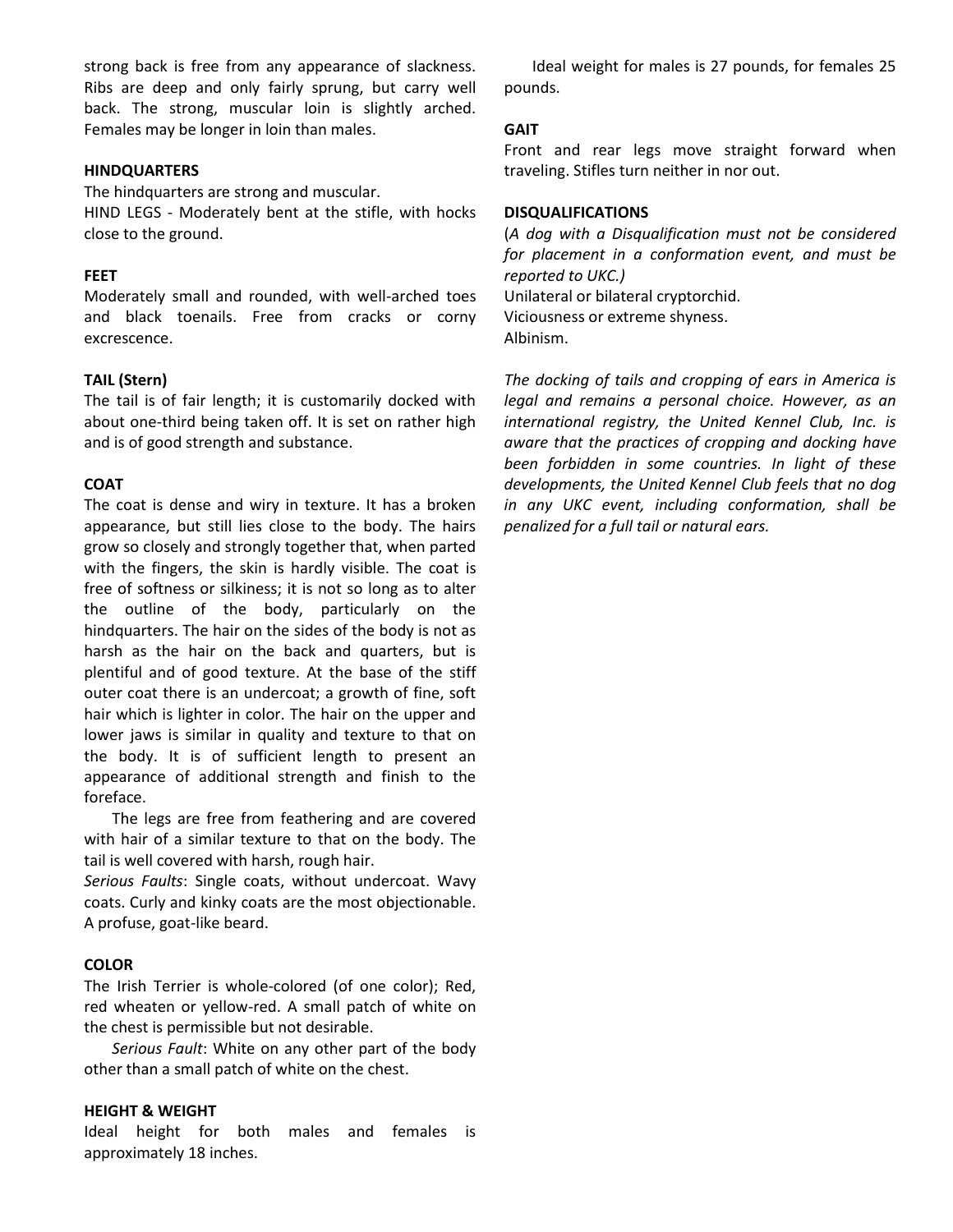strong back is free from any appearance of slackness. Ribs are deep and only fairly sprung, but carry well back. The strong, muscular loin is slightly arched. Females may be longer in loin than males.

**HINDQUARTERS**

The hindquarters are strong and muscular.

HIND LEGS - Moderately bent at the stifle, with hocks close to the ground.

**FEET**

Moderately small and rounded, with well-arched toes and black toenails. Free from cracks or corny excrescence.

**TAIL (Stern)**

The tail is of fair length; it is customarily docked with about one-third being taken off. It is set on rather high and is of good strength and substance.

**COAT**

The coat is dense and wiry in texture. It has a broken appearance, but still lies close to the body. The hairs grow so closely and strongly together that, when parted with the fingers, the skin is hardly visible. The coat is free of softness or silkiness; it is not so long as to alter the outline of the body, particularly on the hindquarters. The hair on the sides of the body is not as harsh as the hair on the back and quarters, but is plentiful and of good texture. At the base of the stiff outer coat there is an undercoat; a growth of fine, soft hair which is lighter in color. The hair on the upper and lower jaws is similar in quality and texture to that on the body. It is of sufficient length to present an appearance of additional strength and finish to the foreface.

The legs are free from feathering and are covered with hair of a similar texture to that on the body. The tail is well covered with harsh, rough hair.

*Serious Faults*: Single coats, without undercoat. Wavy coats. Curly and kinky coats are the most objectionable. A profuse, goat-like beard.

**COLOR**

The Irish Terrier is whole-colored (of one color); Red, red wheaten or yellow-red. A small patch of white on the chest is permissible but not desirable.

*Serious Fault*: White on any other part of the body other than a small patch of white on the chest.

**HEIGHT & WEIGHT**

Ideal height for both males and females is approximately 18 inches.

Ideal weight for males is 27 pounds, for females 25 pounds.

**GAIT**

Front and rear legs move straight forward when traveling. Stifles turn neither in nor out.

**DISQUALIFICATIONS**

(*A dog with a Disqualification must not be considered for placement in a conformation event, and must be reported to UKC.)*

Unilateral or bilateral cryptorchid.

Viciousness or extreme shyness.

Albinism.

*The docking of tails and cropping of ears in America is legal and remains a personal choice. However, as an international registry, the United Kennel Club, Inc. is aware that the practices of cropping and docking have been forbidden in some countries. In light of these developments, the United Kennel Club feels that no dog in any UKC event, including conformation, shall be penalized for a full tail or natural ears.*